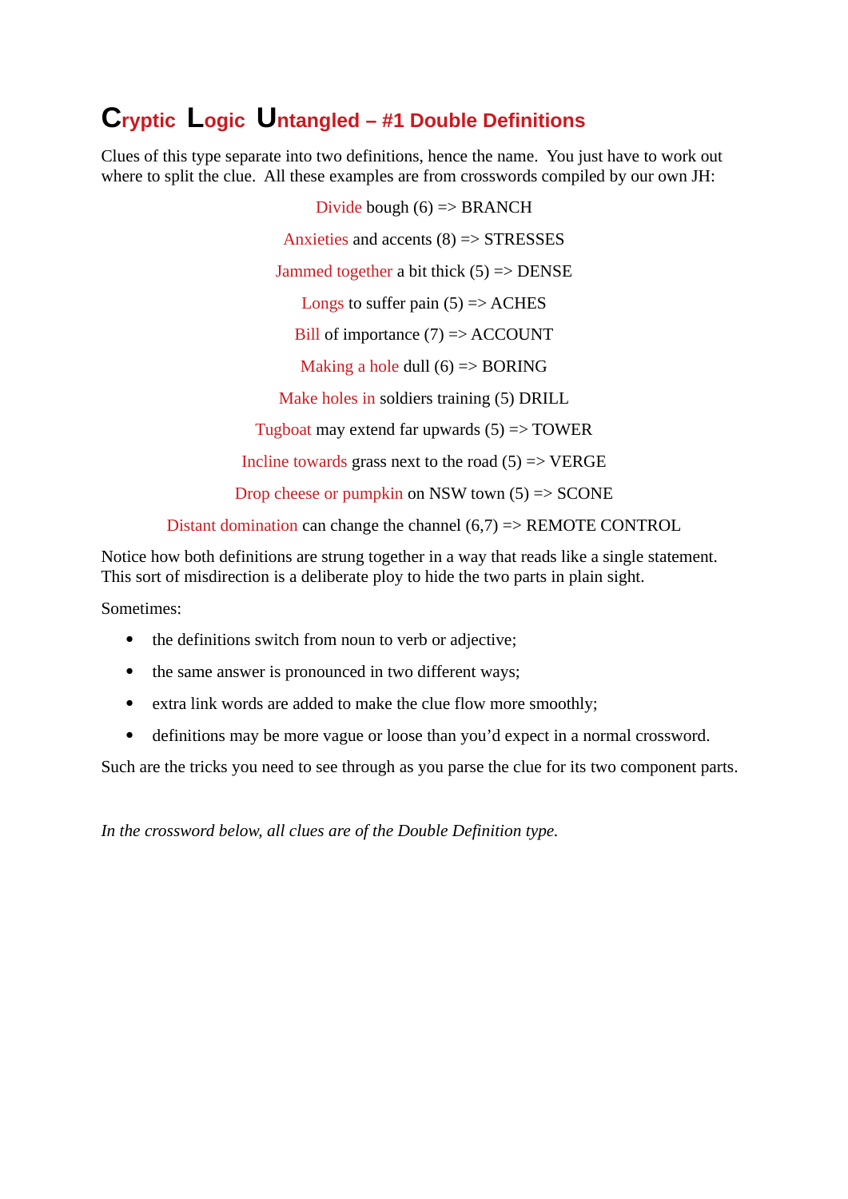# Cryptic Logic Untangled – #1 Double Definitions

Clues of this type separate into two definitions, hence the name. You just have to work out where to split the clue. All these examples are from crosswords compiled by our own JH:

Divide bough (6) => BRANCH

Anxieties and accents (8) => STRESSES

Jammed together a bit thick (5) => DENSE

Longs to suffer pain (5) => ACHES

Bill of importance (7) => ACCOUNT

Making a hole dull (6) => BORING

Make holes in soldiers training (5) DRILL

Tugboat may extend far upwards (5) => TOWER

Incline towards grass next to the road (5) => VERGE

Drop cheese or pumpkin on NSW town (5) => SCONE

Distant domination can change the channel (6,7) => REMOTE CONTROL

Notice how both definitions are strung together in a way that reads like a single statement. This sort of misdirection is a deliberate ploy to hide the two parts in plain sight.

Sometimes:

- the definitions switch from noun to verb or adjective;
- the same answer is pronounced in two different ways;
- extra link words are added to make the clue flow more smoothly;
- definitions may be more vague or loose than you'd expect in a normal crossword.

Such are the tricks you need to see through as you parse the clue for its two component parts.

*In the crossword below, all clues are of the Double Definition type.*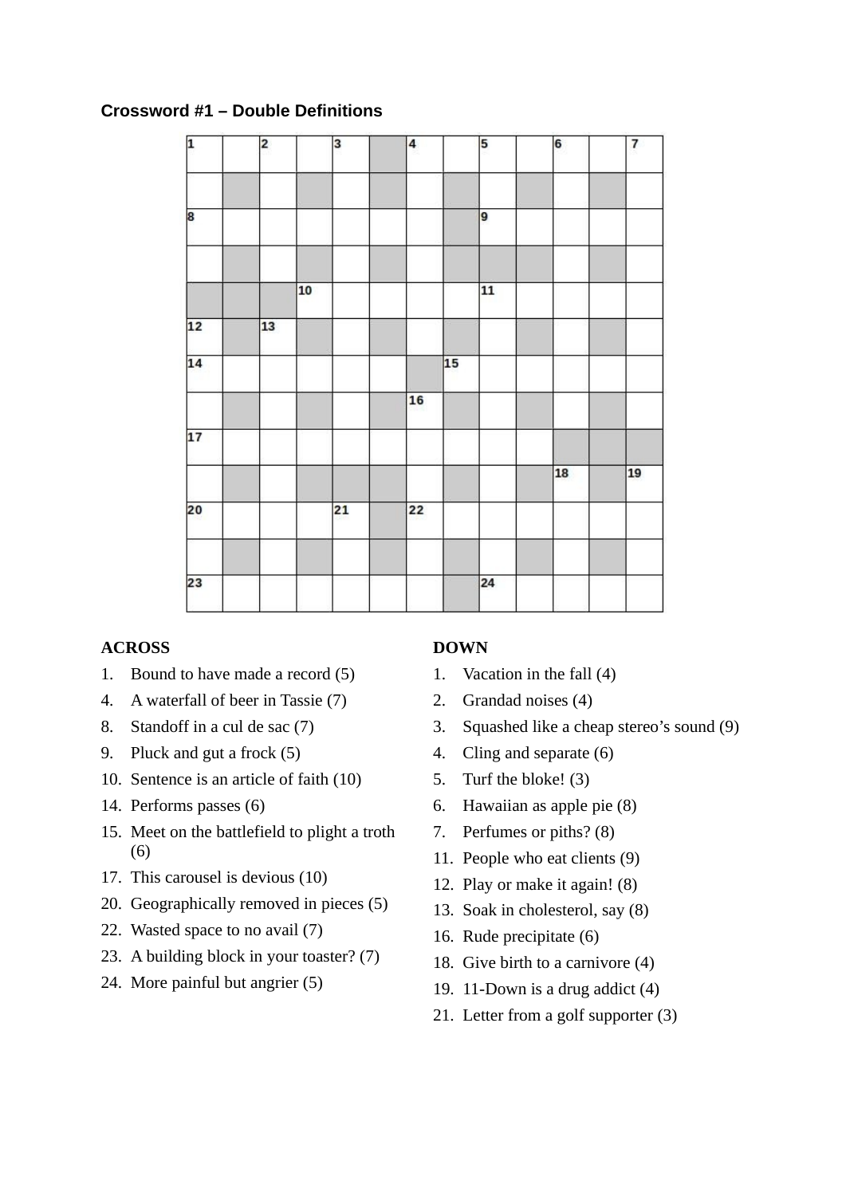**Crossword #1 – Double Definitions**

**ACROSS**

1. Bound to have made a record (5)
4. A waterfall of beer in Tassie (7)
8. Standoff in a cul de sac (7)
9. Pluck and gut a frock (5)
10. Sentence is an article of faith (10)
14. Performs passes (6)
15. Meet on the battlefield to plight a troth (6)
17. This carousel is devious (10)
20. Geographically removed in pieces (5)
22. Wasted space to no avail (7)
23. A building block in your toaster? (7)
24. More painful but angrier (5)

**DOWN**

1. Vacation in the fall (4)
2. Grandad noises (4)
3. Squashed like a cheap stereo's sound (9)
4. Cling and separate (6)
5. Turf the bloke! (3)
6. Hawaiian as apple pie (8)
7. Perfumes or piths? (8)
11. People who eat clients (9)
12. Play or make it again! (8)
13. Soak in cholesterol, say (8)
16. Rude precipitate (6)
18. Give birth to a carnivore (4)
19. 11-Down is a drug addict (4)
21. Letter from a golf supporter (3)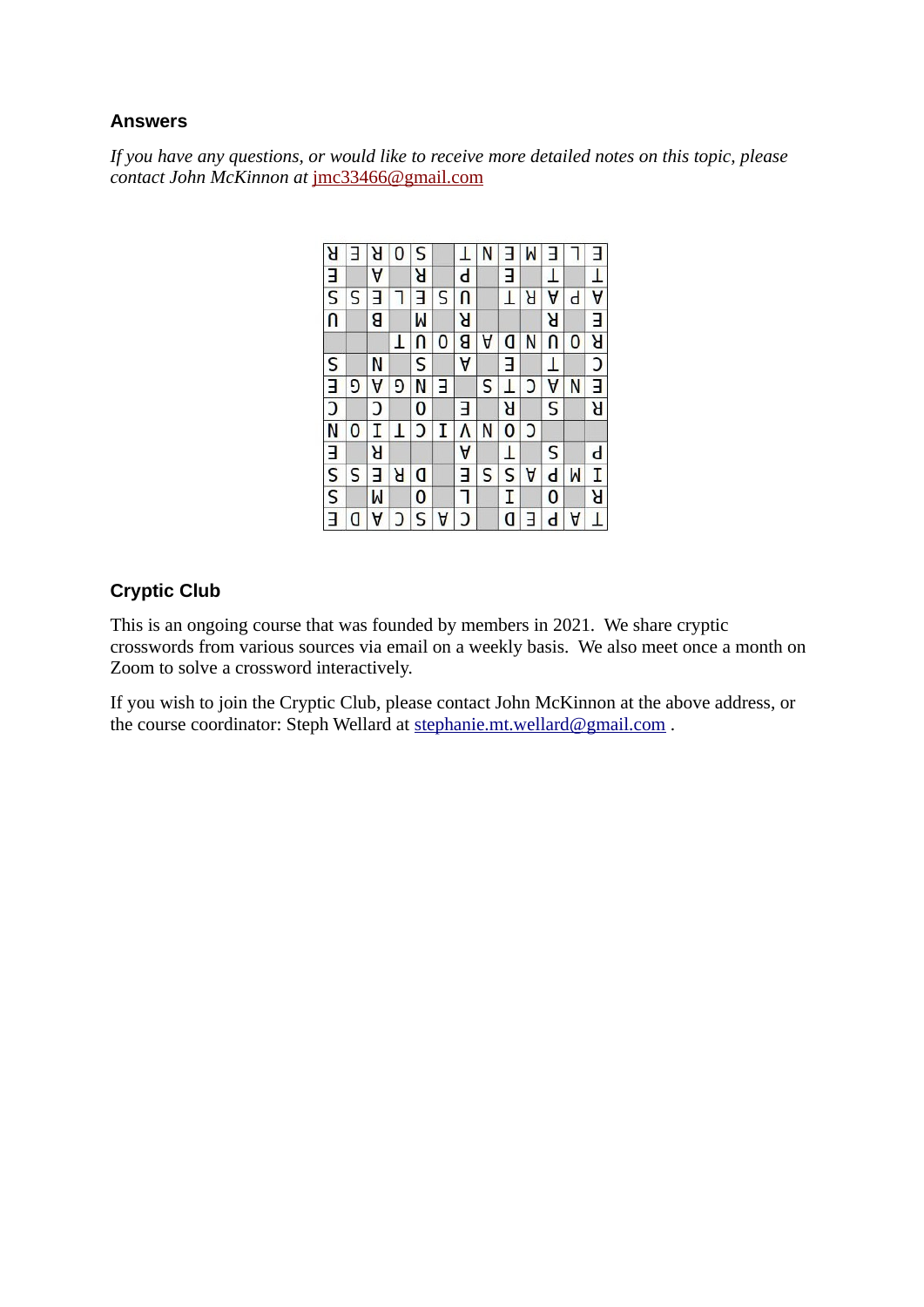### Answers

*If you have any questions, or would like to receive more detailed notes on this topic, please contact John McKinnon at jmc33466@gmail.com*

| | | | | | | | | | | | | |
|---|---|---|---|---|---|---|---|---|---|---|---|---|
| R | E | R | O | S | | T | N | E | M | E | L | E |
| E | | A | | R | | P | | E | | T | | T |
| S | S | E | L | E | S | U | | T | R | A | P | A |
| U | | B | | M | | R | | | | R | | E |
| | | | T | U | O | B | A | D | N | U | O | R |
| S | | N | | S | | A | | E | | T | | C |
| E | G | A | G | N | E | | S | T | C | A | N | E |
| C | | C | | O | | E | | R | | S | | R |
| N | O | I | T | C | I | V | N | O | C | | | |
| E | | R | | | | A | | T | | S | | P |
| S | S | E | R | D | | E | S | S | A | P | M | I |
| S | | M | | O | | L | | I | | O | | R |
| E | D | A | C | S | A | C | | D | E | P | A | T |

### Cryptic Club

This is an ongoing course that was founded by members in 2021. We share cryptic crosswords from various sources via email on a weekly basis. We also meet once a month on Zoom to solve a crossword interactively.

If you wish to join the Cryptic Club, please contact John McKinnon at the above address, or the course coordinator: Steph Wellard at stephanie.mt.wellard@gmail.com .